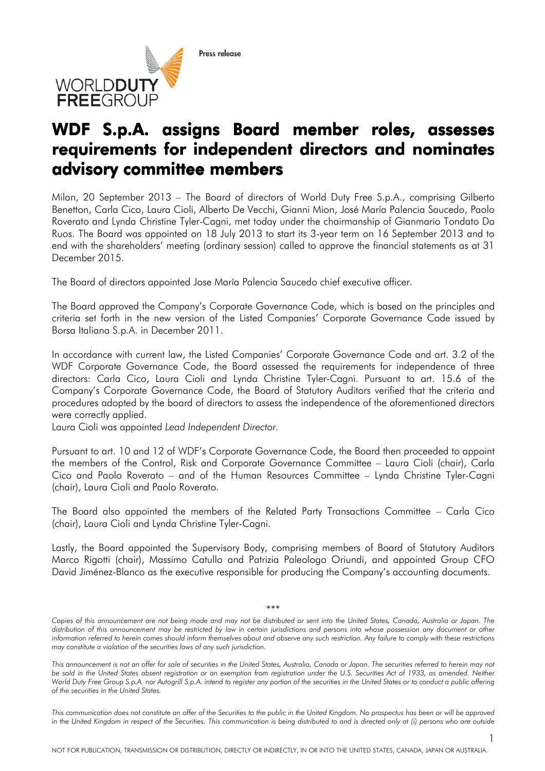Press release

# WDF S.p.A. assigns Board member roles, assesses requirements for independent directors and nominates advisory committee members

Milan, 20 September 2013 – The Board of directors of World Duty Free S.p.A., comprising Gilberto Benetton, Carla Cico, Laura Cioli, Alberto De Vecchi, Gianni Mion, José María Palencia Saucedo, Paolo Roverato and Lynda Christine Tyler-Cagni, met today under the chairmanship of Gianmario Tondato Da Ruos. The Board was appointed on 18 July 2013 to start its 3-year term on 16 September 2013 and to end with the shareholders' meeting (ordinary session) called to approve the financial statements as at 31 December 2015.

The Board of directors appointed Jose María Palencia Saucedo chief executive officer.

The Board approved the Company's Corporate Governance Code, which is based on the principles and criteria set forth in the new version of the Listed Companies' Corporate Governance Code issued by Borsa Italiana S.p.A. in December 2011.

In accordance with current law, the Listed Companies' Corporate Governance Code and art. 3.2 of the WDF Corporate Governance Code, the Board assessed the requirements for independence of three directors: Carla Cico, Laura Cioli and Lynda Christine Tyler-Cagni. Pursuant to art. 15.6 of the Company's Corporate Governance Code, the Board of Statutory Auditors verified that the criteria and procedures adopted by the board of directors to assess the independence of the aforementioned directors were correctly applied.
Laura Cioli was appointed *Lead Independent Director*.

Pursuant to art. 10 and 12 of WDF's Corporate Governance Code, the Board then proceeded to appoint the members of the Control, Risk and Corporate Governance Committee – Laura Cioli (chair), Carla Cico and Paolo Roverato – and of the Human Resources Committee – Lynda Christine Tyler-Cagni (chair), Laura Cioli and Paolo Roverato.

The Board also appointed the members of the Related Party Transactions Committee – Carla Cico (chair), Laura Cioli and Lynda Christine Tyler-Cagni.

Lastly, the Board appointed the Supervisory Body, comprising members of Board of Statutory Auditors Marco Rigotti (chair), Massimo Catullo and Patrizia Paleologo Oriundi, and appointed Group CFO David Jiménez-Blanco as the executive responsible for producing the Company's accounting documents.

\*\*\*

*Copies of this announcement are not being made and may not be distributed or sent into the United States, Canada, Australia or Japan. The distribution of this announcement may be restricted by law in certain jurisdictions and persons into whose possession any document or other information referred to herein comes should inform themselves about and observe any such restriction. Any failure to comply with these restrictions may constitute a violation of the securities laws of any such jurisdiction.*

*This announcement is not an offer for sale of securities in the United States, Australia, Canada or Japan. The securities referred to herein may not be sold in the United States absent registration or an exemption from registration under the U.S. Securities Act of 1933, as amended. Neither World Duty Free Group S.p.A. nor Autogrill S.p.A. intend to register any portion of the securities in the United States or to conduct a public offering of the securities in the United States.*

*This communication does not constitute an offer of the Securities to the public in the United Kingdom. No prospectus has been or will be approved in the United Kingdom in respect of the Securities. This communication is being distributed to and is directed only at (i) persons who are outside*

NOT FOR PUBLICATION, TRANSMISSION OR DISTRIBUTION, DIRECTLY OR INDIRECTLY, IN OR INTO THE UNITED STATES, CANADA, JAPAN OR AUSTRALIA.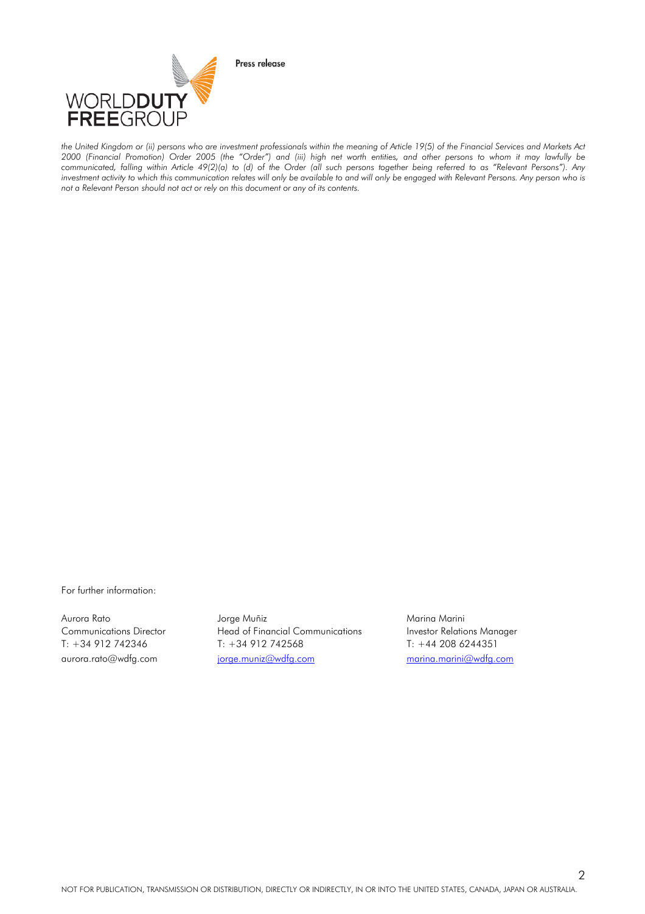Press release

*the United Kingdom or (ii) persons who are investment professionals within the meaning of Article 19(5) of the Financial Services and Markets Act 2000 (Financial Promotion) Order 2005 (the "Order") and (iii) high net worth entities, and other persons to whom it may lawfully be communicated, falling within Article 49(2)(a) to (d) of the Order (all such persons together being referred to as "Relevant Persons"). Any investment activity to which this communication relates will only be available to and will only be engaged with Relevant Persons. Any person who is not a Relevant Person should not act or rely on this document or any of its contents.*

For further information:

Aurora Rato
Communications Director
T: +34 912 742346
aurora.rato@wdfg.com

Jorge Muñiz
Head of Financial Communications
T: +34 912 742568
jorge.muniz@wdfg.com

Marina Marini
Investor Relations Manager
T: +44 208 6244351
marina.marini@wdfg.com

NOT FOR PUBLICATION, TRANSMISSION OR DISTRIBUTION, DIRECTLY OR INDIRECTLY, IN OR INTO THE UNITED STATES, CANADA, JAPAN OR AUSTRALIA.